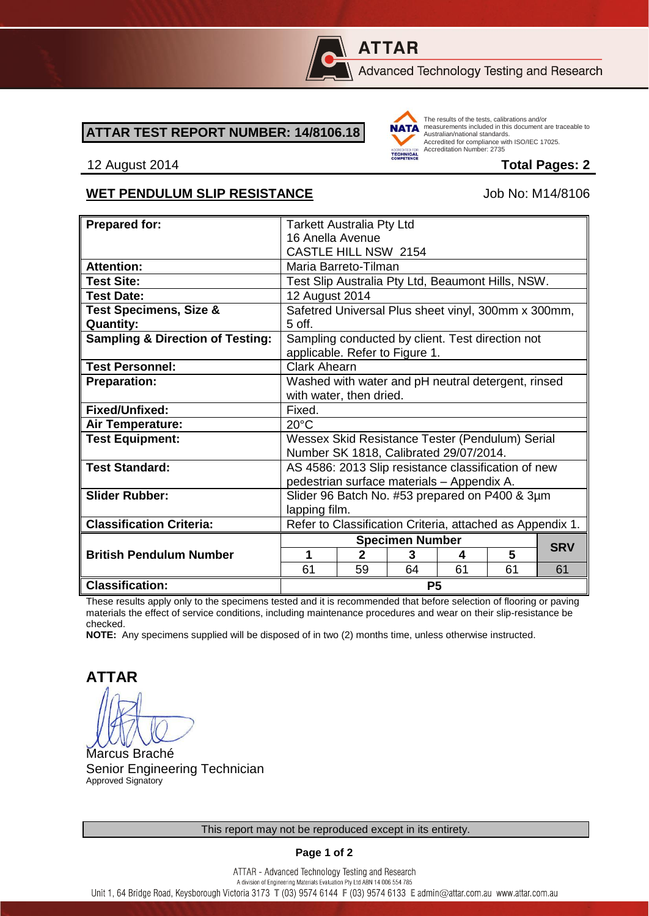**ATTAR**

Advanced Technology Testing and Research

**ATTAR TEST REPORT NUMBER: 14/8106.18**

The results of the tests, calibrations and/or measurements included in this document are traceable to Australian/national standards. Accredited for compliance with ISO/IEC 17025. Accreditation Number: 2735

12 August 2014 **Total Pages: 2**

**WET PENDULUM SLIP RESISTANCE** Job No: M14/8106

| **Prepared for:** | Tarkett Australia Pty Ltd<br>16 Anella Avenue<br>CASTLE HILL NSW 2154 | | | | | |
|---|---|---|---|---|---|---|
| **Attention:** | Maria Barreto-Tilman | | | | | |
| **Test Site:** | Test Slip Australia Pty Ltd, Beaumont Hills, NSW. | | | | | |
| **Test Date:** | 12 August 2014 | | | | | |
| **Test Specimens, Size & Quantity:** | Safetred Universal Plus sheet vinyl, 300mm x 300mm, 5 off. | | | | | |
| **Sampling & Direction of Testing:** | Sampling conducted by client. Test direction not applicable. Refer to Figure 1. | | | | | |
| **Test Personnel:** | Clark Ahearn | | | | | |
| **Preparation:** | Washed with water and pH neutral detergent, rinsed with water, then dried. | | | | | |
| **Fixed/Unfixed:** | Fixed. | | | | | |
| **Air Temperature:** | 20°C | | | | | |
| **Test Equipment:** | Wessex Skid Resistance Tester (Pendulum) Serial Number SK 1818, Calibrated 29/07/2014. | | | | | |
| **Test Standard:** | AS 4586: 2013 Slip resistance classification of new pedestrian surface materials – Appendix A. | | | | | |
| **Slider Rubber:** | Slider 96 Batch No. #53 prepared on P400 & 3µm lapping film. | | | | | |
| **Classification Criteria:** | Refer to Classification Criteria, attached as Appendix 1. | | | | | |
| **British Pendulum Number** | **Specimen Number** | | | | | **SRV** |
| | **1** | **2** | **3** | **4** | **5** | |
| | 61 | 59 | 64 | 61 | 61 | 61 |
| **Classification:** | **P5** | | | | | |

These results apply only to the specimens tested and it is recommended that before selection of flooring or paving materials the effect of service conditions, including maintenance procedures and wear on their slip-resistance be checked.

**NOTE:** Any specimens supplied will be disposed of in two (2) months time, unless otherwise instructed.

**ATTAR**

Marcus Braché
Senior Engineering Technician
Approved Signatory

This report may not be reproduced except in its entirety.

ATTAR - Advanced Technology Testing and Research
A division of Engineering Materials Evaluation Pty Ltd ABN 14 006 554 785
Unit 1, 64 Bridge Road, Keysborough Victoria 3173 T (03) 9574 6144 F (03) 9574 6133 E admin@attar.com.au www.attar.com.au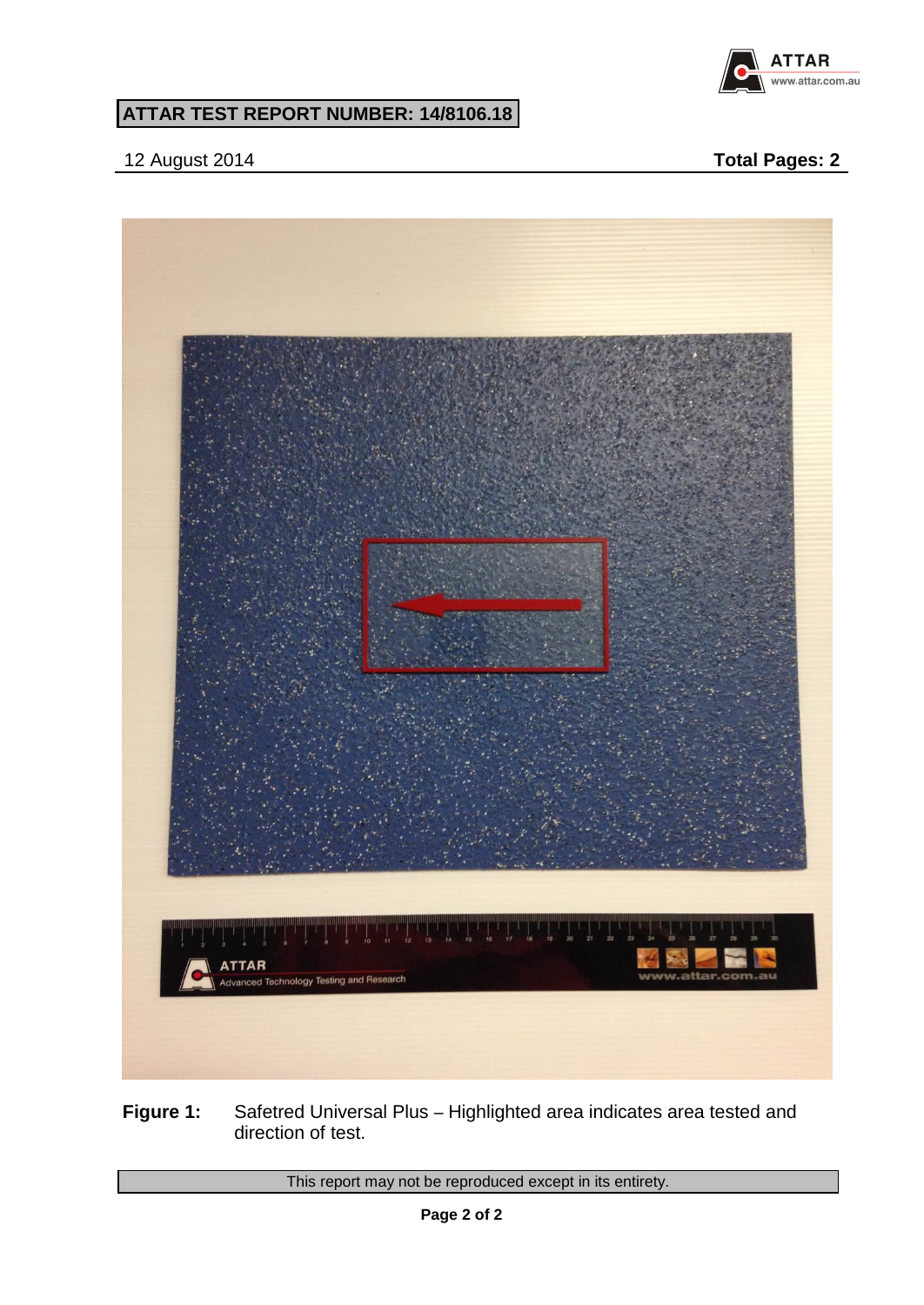**ATTAR TEST REPORT NUMBER: 14/8106.18**

12 August 2014 **Total Pages: 2**

**Figure 1:** Safetred Universal Plus – Highlighted area indicates area tested and direction of test.

This report may not be reproduced except in its entirety.